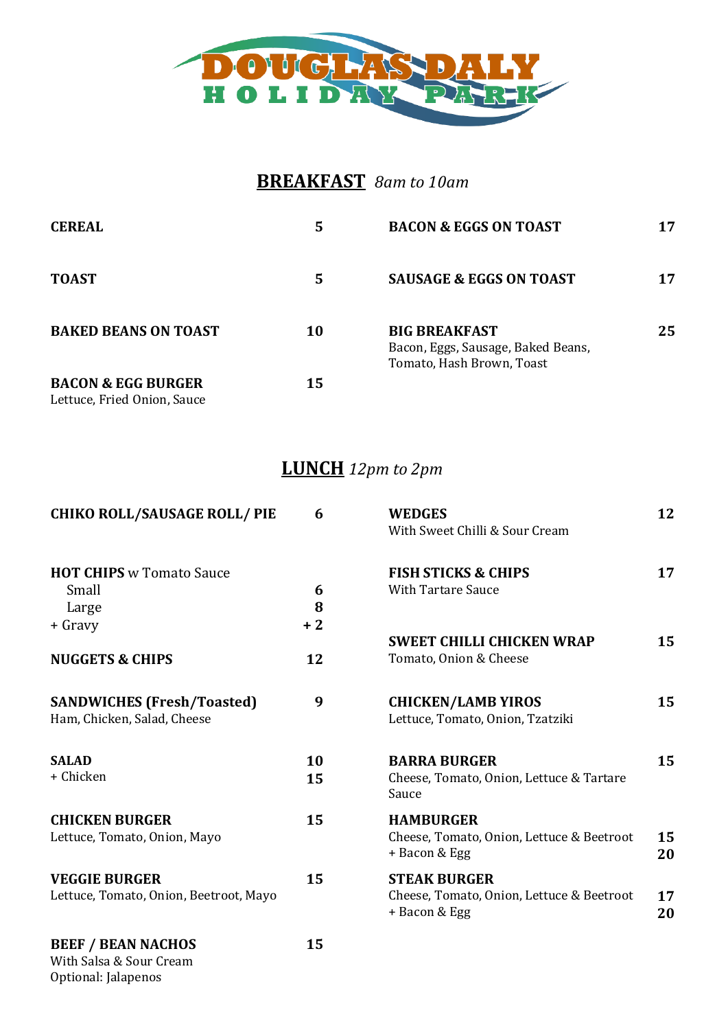# DOUGLAS DALY HOLIDAY PARK

## BREAKFAST *8am to 10am*

**CEREAL** 5

**TOAST** 5

**BAKED BEANS ON TOAST** 10

**BACON & EGG BURGER** 15
Lettuce, Fried Onion, Sauce

**BACON & EGGS ON TOAST** 17

**SAUSAGE & EGGS ON TOAST** 17

**BIG BREAKFAST** 25
Bacon, Eggs, Sausage, Baked Beans, Tomato, Hash Brown, Toast

## LUNCH *12pm to 2pm*

**CHIKO ROLL/SAUSAGE ROLL/ PIE** 6

**HOT CHIPS** w Tomato Sauce
- Small 6
- Large 8
- \+ Gravy + 2

**NUGGETS & CHIPS** 12

**SANDWICHES (Fresh/Toasted)** 9
Ham, Chicken, Salad, Cheese

**SALAD** 10
\+ Chicken 15

**CHICKEN BURGER** 15
Lettuce, Tomato, Onion, Mayo

**VEGGIE BURGER** 15
Lettuce, Tomato, Onion, Beetroot, Mayo

**BEEF / BEAN NACHOS** 15
With Salsa & Sour Cream
Optional: Jalapenos

**WEDGES** 12
With Sweet Chilli & Sour Cream

**FISH STICKS & CHIPS** 17
With Tartare Sauce

**SWEET CHILLI CHICKEN WRAP** 15
Tomato, Onion & Cheese

**CHICKEN/LAMB YIROS** 15
Lettuce, Tomato, Onion, Tzatziki

**BARRA BURGER** 15
Cheese, Tomato, Onion, Lettuce & Tartare Sauce

**HAMBURGER**
Cheese, Tomato, Onion, Lettuce & Beetroot 15
\+ Bacon & Egg 20

**STEAK BURGER**
Cheese, Tomato, Onion, Lettuce & Beetroot 17
\+ Bacon & Egg 20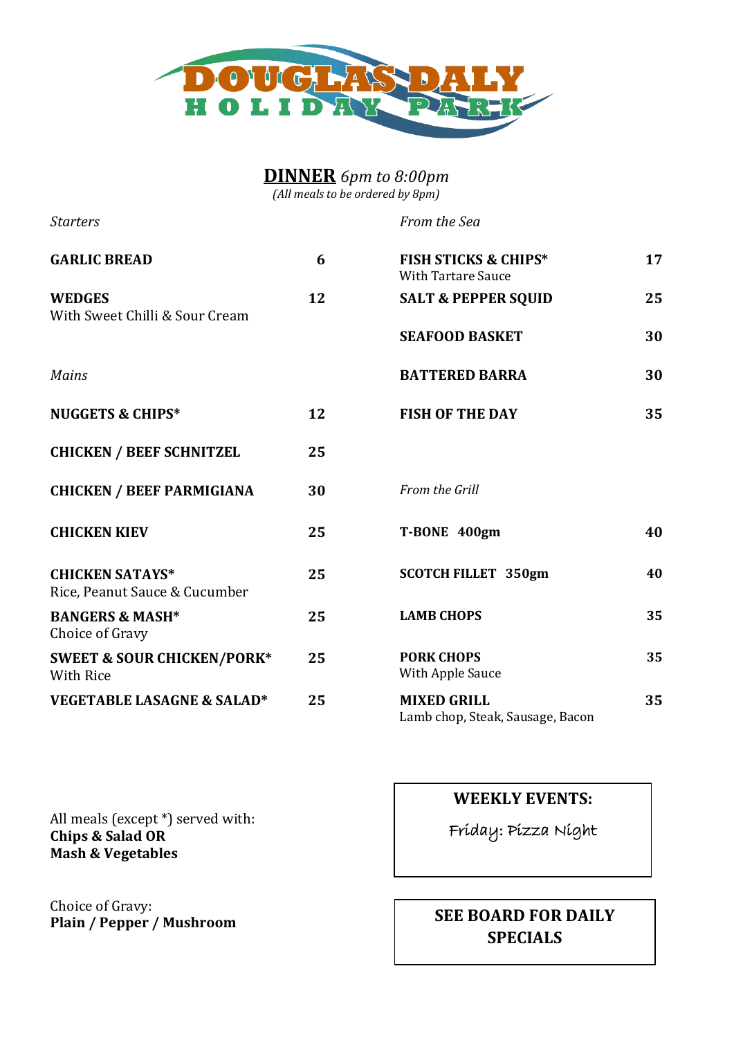# DOUGLAS DALY HOLIDAY PARK

## DINNER *6pm to 8:00pm*

*(All meals to be ordered by 8pm)*

### *Starters*

| | |
|---|---|
| **GARLIC BREAD** | **6** |
| **WEDGES**<br>With Sweet Chilli & Sour Cream | **12** |

### *Mains*

| | |
|---|---|
| **NUGGETS & CHIPS*** | **12** |
| **CHICKEN / BEEF SCHNITZEL** | **25** |
| **CHICKEN / BEEF PARMIGIANA** | **30** |
| **CHICKEN KIEV** | **25** |
| **CHICKEN SATAYS***<br>Rice, Peanut Sauce & Cucumber | **25** |
| **BANGERS & MASH***<br>Choice of Gravy | **25** |
| **SWEET & SOUR CHICKEN/PORK***<br>With Rice | **25** |
| **VEGETABLE LASAGNE & SALAD*** | **25** |

### *From the Sea*

| | |
|---|---|
| **FISH STICKS & CHIPS***<br>With Tartare Sauce | **17** |
| **SALT & PEPPER SQUID** | **25** |
| **SEAFOOD BASKET** | **30** |
| **BATTERED BARRA** | **30** |
| **FISH OF THE DAY** | **35** |

### *From the Grill*

| | |
|---|---|
| **T-BONE 400gm** | **40** |
| **SCOTCH FILLET 350gm** | **40** |
| **LAMB CHOPS** | **35** |
| **PORK CHOPS**<br>With Apple Sauce | **35** |
| **MIXED GRILL**<br>Lamb chop, Steak, Sausage, Bacon | **35** |

All meals (except *) served with:
**Chips & Salad OR**
**Mash & Vegetables**

Choice of Gravy:
**Plain / Pepper / Mushroom**

**WEEKLY EVENTS:**

Friday: Pizza Night

**SEE BOARD FOR DAILY SPECIALS**